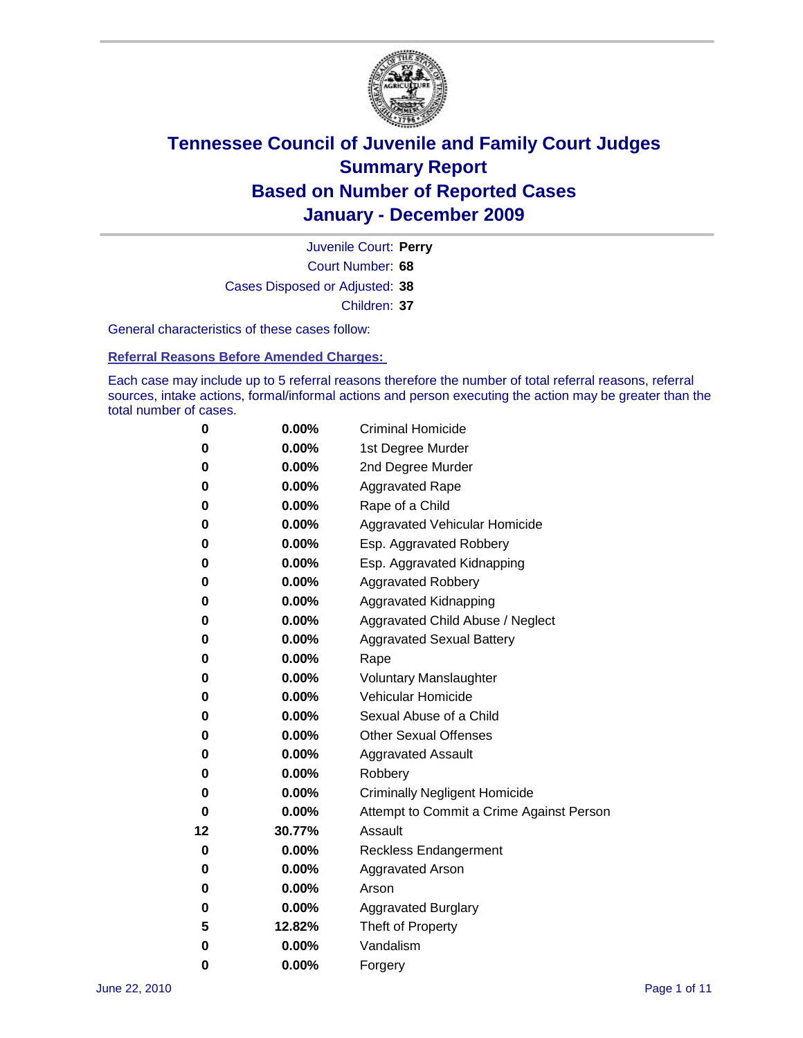# Tennessee Council of Juvenile and Family Court Judges
## Summary Report
## Based on Number of Reported Cases
## January - December 2009

Juvenile Court: **Perry**
Court Number: **68**
Cases Disposed or Adjusted: **38**
Children: **37**

General characteristics of these cases follow:

### Referral Reasons Before Amended Charges:

Each case may include up to 5 referral reasons therefore the number of total referral reasons, referral sources, intake actions, formal/informal actions and person executing the action may be greater than the total number of cases.

| Count | Percent | Referral Reason |
|---|---|---|
| 0 | 0.00% | Criminal Homicide |
| 0 | 0.00% | 1st Degree Murder |
| 0 | 0.00% | 2nd Degree Murder |
| 0 | 0.00% | Aggravated Rape |
| 0 | 0.00% | Rape of a Child |
| 0 | 0.00% | Aggravated Vehicular Homicide |
| 0 | 0.00% | Esp. Aggravated Robbery |
| 0 | 0.00% | Esp. Aggravated Kidnapping |
| 0 | 0.00% | Aggravated Robbery |
| 0 | 0.00% | Aggravated Kidnapping |
| 0 | 0.00% | Aggravated Child Abuse / Neglect |
| 0 | 0.00% | Aggravated Sexual Battery |
| 0 | 0.00% | Rape |
| 0 | 0.00% | Voluntary Manslaughter |
| 0 | 0.00% | Vehicular Homicide |
| 0 | 0.00% | Sexual Abuse of a Child |
| 0 | 0.00% | Other Sexual Offenses |
| 0 | 0.00% | Aggravated Assault |
| 0 | 0.00% | Robbery |
| 0 | 0.00% | Criminally Negligent Homicide |
| 0 | 0.00% | Attempt to Commit a Crime Against Person |
| 12 | 30.77% | Assault |
| 0 | 0.00% | Reckless Endangerment |
| 0 | 0.00% | Aggravated Arson |
| 0 | 0.00% | Arson |
| 0 | 0.00% | Aggravated Burglary |
| 5 | 12.82% | Theft of Property |
| 0 | 0.00% | Vandalism |
| 0 | 0.00% | Forgery |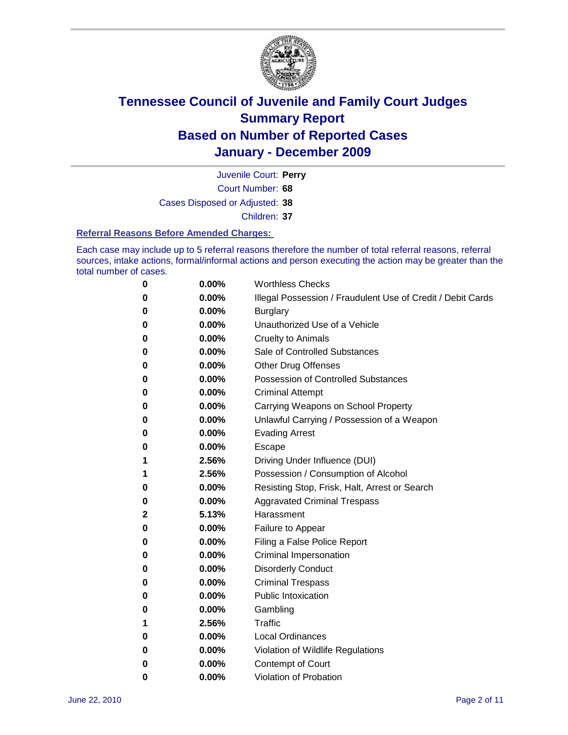# Tennessee Council of Juvenile and Family Court Judges
# Summary Report
# Based on Number of Reported Cases
# January - December 2009

Juvenile Court: **Perry**

Court Number: **68**

Cases Disposed or Adjusted: **38**

Children: **37**

### Referral Reasons Before Amended Charges:

Each case may include up to 5 referral reasons therefore the number of total referral reasons, referral sources, intake actions, formal/informal actions and person executing the action may be greater than the total number of cases.

| | | |
|---|---|---|
| 0 | 0.00% | Worthless Checks |
| 0 | 0.00% | Illegal Possession / Fraudulent Use of Credit / Debit Cards |
| 0 | 0.00% | Burglary |
| 0 | 0.00% | Unauthorized Use of a Vehicle |
| 0 | 0.00% | Cruelty to Animals |
| 0 | 0.00% | Sale of Controlled Substances |
| 0 | 0.00% | Other Drug Offenses |
| 0 | 0.00% | Possession of Controlled Substances |
| 0 | 0.00% | Criminal Attempt |
| 0 | 0.00% | Carrying Weapons on School Property |
| 0 | 0.00% | Unlawful Carrying / Possession of a Weapon |
| 0 | 0.00% | Evading Arrest |
| 0 | 0.00% | Escape |
| 1 | 2.56% | Driving Under Influence (DUI) |
| 1 | 2.56% | Possession / Consumption of Alcohol |
| 0 | 0.00% | Resisting Stop, Frisk, Halt, Arrest or Search |
| 0 | 0.00% | Aggravated Criminal Trespass |
| 2 | 5.13% | Harassment |
| 0 | 0.00% | Failure to Appear |
| 0 | 0.00% | Filing a False Police Report |
| 0 | 0.00% | Criminal Impersonation |
| 0 | 0.00% | Disorderly Conduct |
| 0 | 0.00% | Criminal Trespass |
| 0 | 0.00% | Public Intoxication |
| 0 | 0.00% | Gambling |
| 1 | 2.56% | Traffic |
| 0 | 0.00% | Local Ordinances |
| 0 | 0.00% | Violation of Wildlife Regulations |
| 0 | 0.00% | Contempt of Court |
| 0 | 0.00% | Violation of Probation |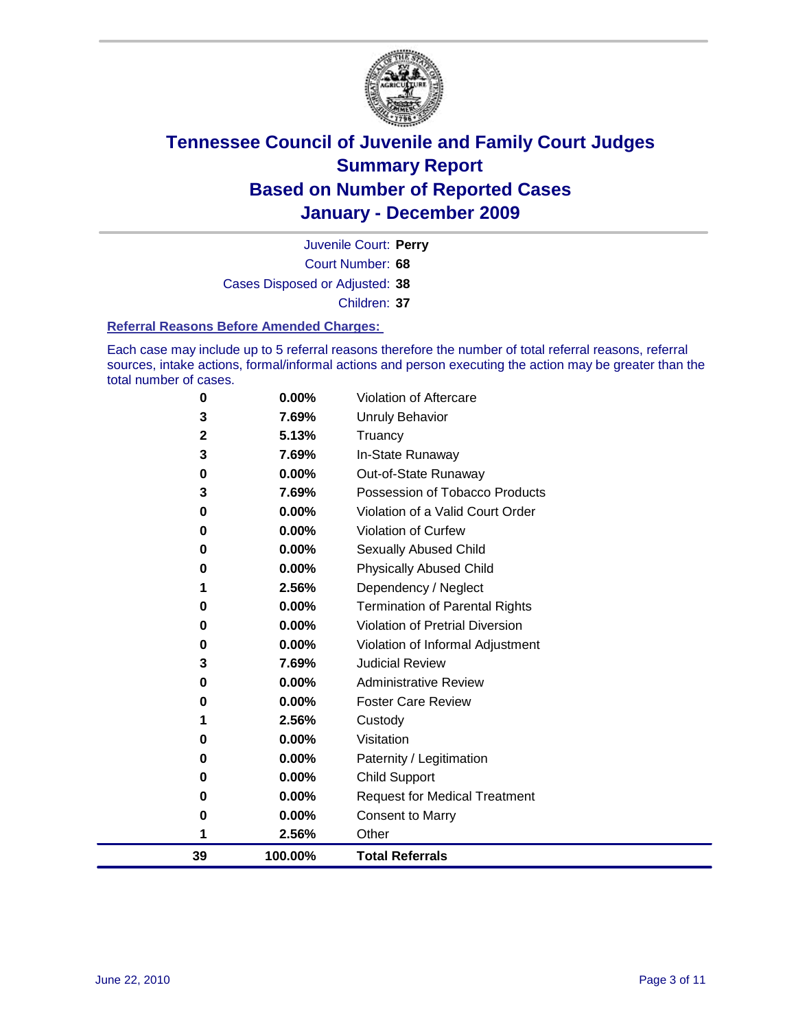# Tennessee Council of Juvenile and Family Court Judges
## Summary Report
## Based on Number of Reported Cases
## January - December 2009

Juvenile Court: **Perry**

Court Number: **68**

Cases Disposed or Adjusted: **38**

Children: **37**

### Referral Reasons Before Amended Charges:

Each case may include up to 5 referral reasons therefore the number of total referral reasons, referral sources, intake actions, formal/informal actions and person executing the action may be greater than the total number of cases.

| Count | Percent | Reason |
|---|---|---|
| 0 | 0.00% | Violation of Aftercare |
| 3 | 7.69% | Unruly Behavior |
| 2 | 5.13% | Truancy |
| 3 | 7.69% | In-State Runaway |
| 0 | 0.00% | Out-of-State Runaway |
| 3 | 7.69% | Possession of Tobacco Products |
| 0 | 0.00% | Violation of a Valid Court Order |
| 0 | 0.00% | Violation of Curfew |
| 0 | 0.00% | Sexually Abused Child |
| 0 | 0.00% | Physically Abused Child |
| 1 | 2.56% | Dependency / Neglect |
| 0 | 0.00% | Termination of Parental Rights |
| 0 | 0.00% | Violation of Pretrial Diversion |
| 0 | 0.00% | Violation of Informal Adjustment |
| 3 | 7.69% | Judicial Review |
| 0 | 0.00% | Administrative Review |
| 0 | 0.00% | Foster Care Review |
| 1 | 2.56% | Custody |
| 0 | 0.00% | Visitation |
| 0 | 0.00% | Paternity / Legitimation |
| 0 | 0.00% | Child Support |
| 0 | 0.00% | Request for Medical Treatment |
| 0 | 0.00% | Consent to Marry |
| 1 | 2.56% | Other |
| **39** | **100.00%** | **Total Referrals** |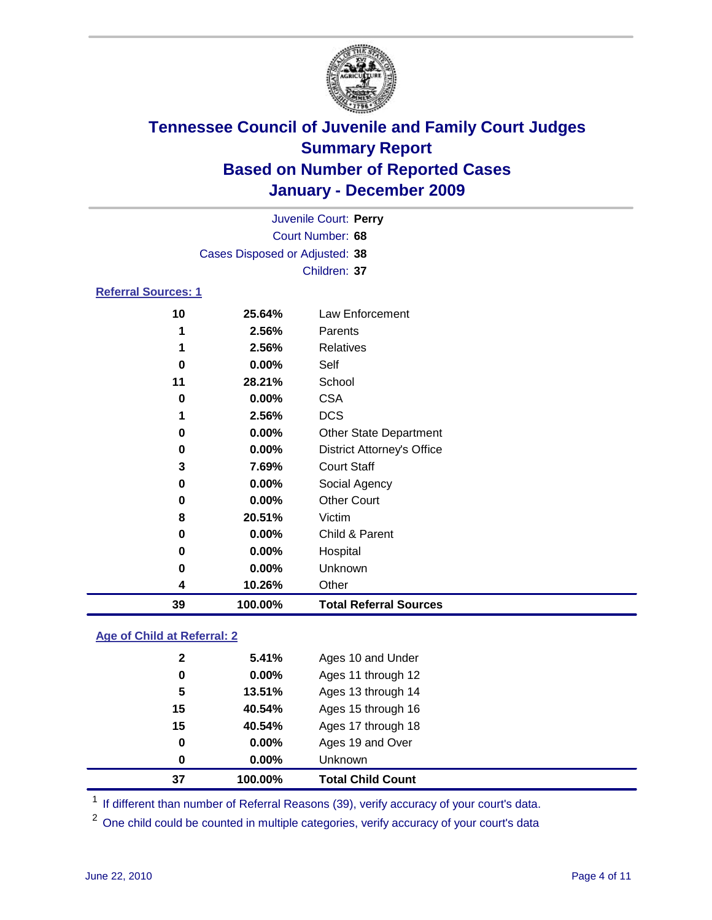# Tennessee Council of Juvenile and Family Court Judges
## Summary Report
## Based on Number of Reported Cases
## January - December 2009

Juvenile Court: **Perry**
Court Number: **68**
Cases Disposed or Adjusted: **38**
Children: **37**

### Referral Sources: 1

| Count | Percent | Source |
|---|---|---|
| 10 | 25.64% | Law Enforcement |
| 1 | 2.56% | Parents |
| 1 | 2.56% | Relatives |
| 0 | 0.00% | Self |
| 11 | 28.21% | School |
| 0 | 0.00% | CSA |
| 1 | 2.56% | DCS |
| 0 | 0.00% | Other State Department |
| 0 | 0.00% | District Attorney's Office |
| 3 | 7.69% | Court Staff |
| 0 | 0.00% | Social Agency |
| 0 | 0.00% | Other Court |
| 8 | 20.51% | Victim |
| 0 | 0.00% | Child & Parent |
| 0 | 0.00% | Hospital |
| 0 | 0.00% | Unknown |
| 4 | 10.26% | Other |
| **39** | **100.00%** | **Total Referral Sources** |

### Age of Child at Referral: 2

| Count | Percent | Age |
|---|---|---|
| 2 | 5.41% | Ages 10 and Under |
| 0 | 0.00% | Ages 11 through 12 |
| 5 | 13.51% | Ages 13 through 14 |
| 15 | 40.54% | Ages 15 through 16 |
| 15 | 40.54% | Ages 17 through 18 |
| 0 | 0.00% | Ages 19 and Over |
| 0 | 0.00% | Unknown |
| **37** | **100.00%** | **Total Child Count** |

[1] If different than number of Referral Reasons (39), verify accuracy of your court's data.

[2] One child could be counted in multiple categories, verify accuracy of your court's data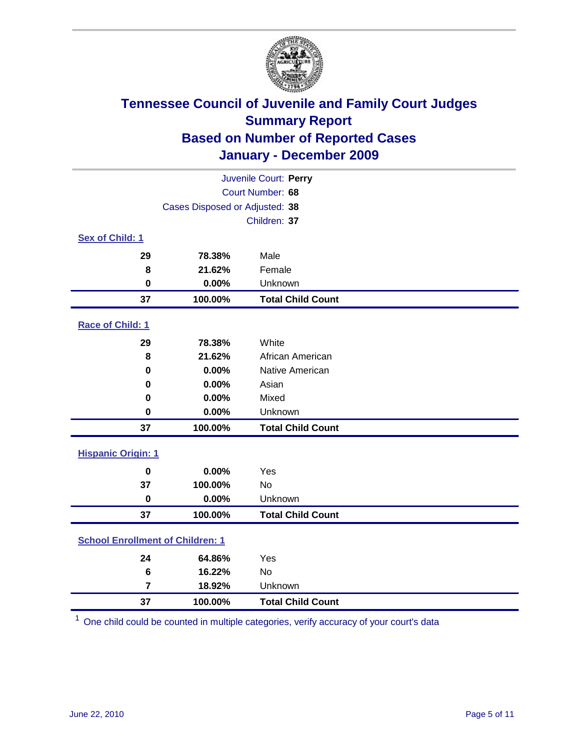# Tennessee Council of Juvenile and Family Court Judges
## Summary Report
## Based on Number of Reported Cases
## January - December 2009

Juvenile Court: **Perry**

Court Number: **68**

Cases Disposed or Adjusted: **38**

Children: **37**

### Sex of Child: 1

| Count | Percent | Category |
|---|---|---|
| 29 | 78.38% | Male |
| 8 | 21.62% | Female |
| 0 | 0.00% | Unknown |
| **37** | **100.00%** | **Total Child Count** |

### Race of Child: 1

| Count | Percent | Category |
|---|---|---|
| 29 | 78.38% | White |
| 8 | 21.62% | African American |
| 0 | 0.00% | Native American |
| 0 | 0.00% | Asian |
| 0 | 0.00% | Mixed |
| 0 | 0.00% | Unknown |
| **37** | **100.00%** | **Total Child Count** |

### Hispanic Origin: 1

| Count | Percent | Category |
|---|---|---|
| 0 | 0.00% | Yes |
| 37 | 100.00% | No |
| 0 | 0.00% | Unknown |
| **37** | **100.00%** | **Total Child Count** |

### School Enrollment of Children: 1

| Count | Percent | Category |
|---|---|---|
| 24 | 64.86% | Yes |
| 6 | 16.22% | No |
| 7 | 18.92% | Unknown |
| **37** | **100.00%** | **Total Child Count** |

[1] One child could be counted in multiple categories, verify accuracy of your court's data

June 22, 2010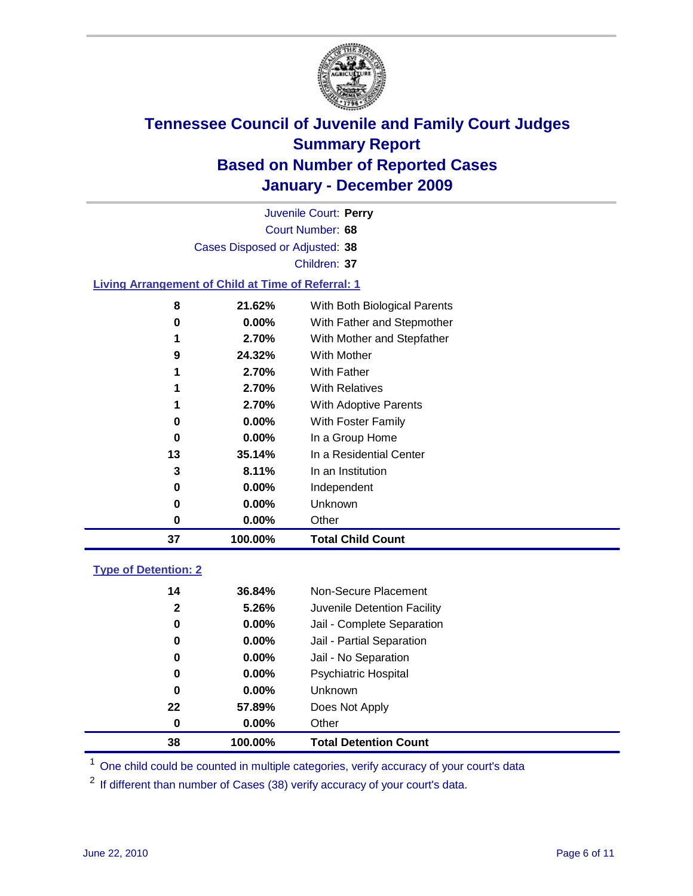# Tennessee Council of Juvenile and Family Court Judges
## Summary Report
## Based on Number of Reported Cases
## January - December 2009

Juvenile Court: **Perry**
Court Number: **68**
Cases Disposed or Adjusted: **38**
Children: **37**

### Living Arrangement of Child at Time of Referral: 1

| | | |
|---|---|---|
| 8 | 21.62% | With Both Biological Parents |
| 0 | 0.00% | With Father and Stepmother |
| 1 | 2.70% | With Mother and Stepfather |
| 9 | 24.32% | With Mother |
| 1 | 2.70% | With Father |
| 1 | 2.70% | With Relatives |
| 1 | 2.70% | With Adoptive Parents |
| 0 | 0.00% | With Foster Family |
| 0 | 0.00% | In a Group Home |
| 13 | 35.14% | In a Residential Center |
| 3 | 8.11% | In an Institution |
| 0 | 0.00% | Independent |
| 0 | 0.00% | Unknown |
| 0 | 0.00% | Other |
| **37** | **100.00%** | **Total Child Count** |

### Type of Detention: 2

| | | |
|---|---|---|
| 14 | 36.84% | Non-Secure Placement |
| 2 | 5.26% | Juvenile Detention Facility |
| 0 | 0.00% | Jail - Complete Separation |
| 0 | 0.00% | Jail - Partial Separation |
| 0 | 0.00% | Jail - No Separation |
| 0 | 0.00% | Psychiatric Hospital |
| 0 | 0.00% | Unknown |
| 22 | 57.89% | Does Not Apply |
| 0 | 0.00% | Other |
| **38** | **100.00%** | **Total Detention Count** |

[1] One child could be counted in multiple categories, verify accuracy of your court's data

[2] If different than number of Cases (38) verify accuracy of your court's data.

June 22, 2010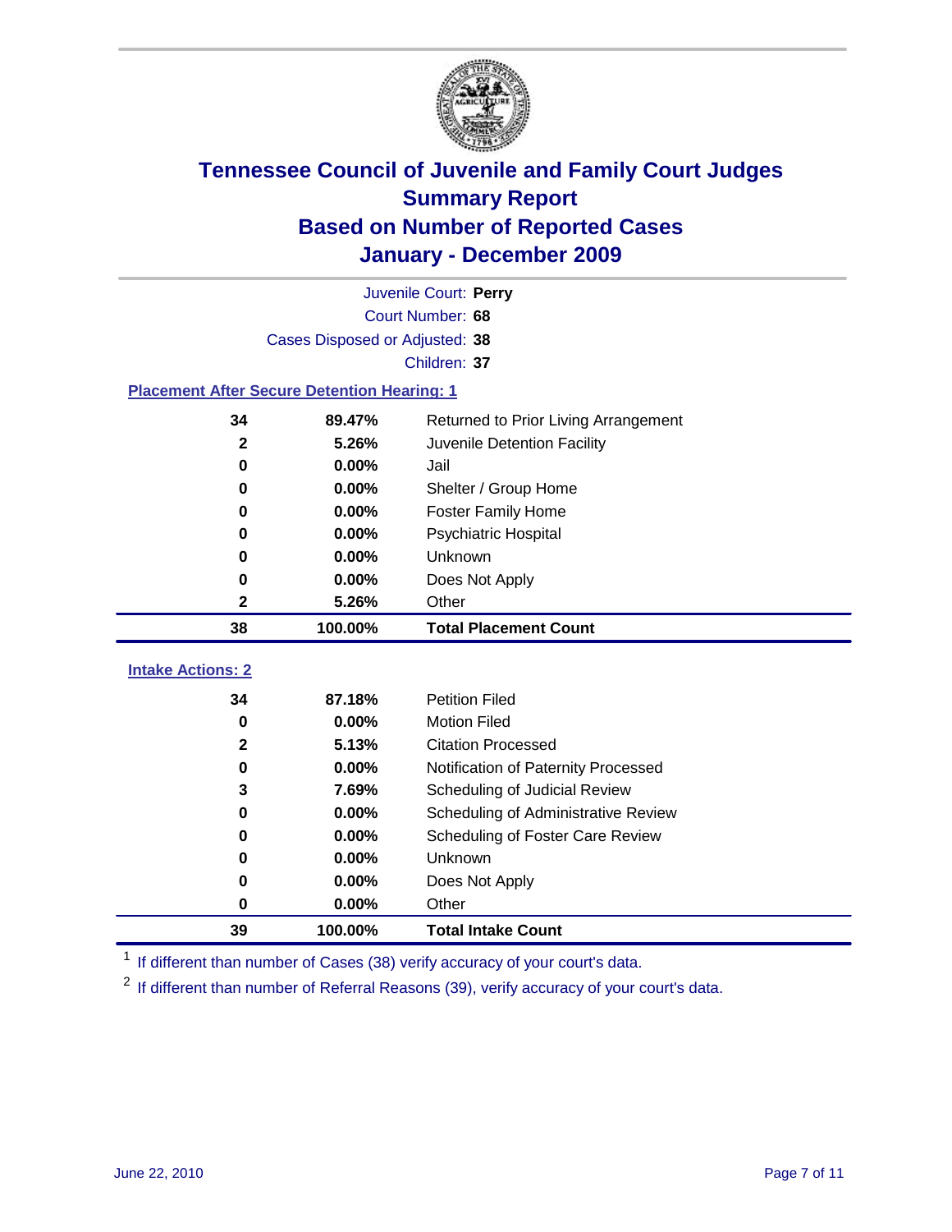# Tennessee Council of Juvenile and Family Court Judges
## Summary Report
## Based on Number of Reported Cases
## January - December 2009

Juvenile Court: **Perry**
Court Number: **68**
Cases Disposed or Adjusted: **38**
Children: **37**

### Placement After Secure Detention Hearing: 1

| Count | Percent | Placement |
|---|---|---|
| 34 | 89.47% | Returned to Prior Living Arrangement |
| 2 | 5.26% | Juvenile Detention Facility |
| 0 | 0.00% | Jail |
| 0 | 0.00% | Shelter / Group Home |
| 0 | 0.00% | Foster Family Home |
| 0 | 0.00% | Psychiatric Hospital |
| 0 | 0.00% | Unknown |
| 0 | 0.00% | Does Not Apply |
| 2 | 5.26% | Other |
| **38** | **100.00%** | **Total Placement Count** |

### Intake Actions: 2

| Count | Percent | Intake Action |
|---|---|---|
| 34 | 87.18% | Petition Filed |
| 0 | 0.00% | Motion Filed |
| 2 | 5.13% | Citation Processed |
| 0 | 0.00% | Notification of Paternity Processed |
| 3 | 7.69% | Scheduling of Judicial Review |
| 0 | 0.00% | Scheduling of Administrative Review |
| 0 | 0.00% | Scheduling of Foster Care Review |
| 0 | 0.00% | Unknown |
| 0 | 0.00% | Does Not Apply |
| 0 | 0.00% | Other |
| **39** | **100.00%** | **Total Intake Count** |

[1] If different than number of Cases (38) verify accuracy of your court's data.

[2] If different than number of Referral Reasons (39), verify accuracy of your court's data.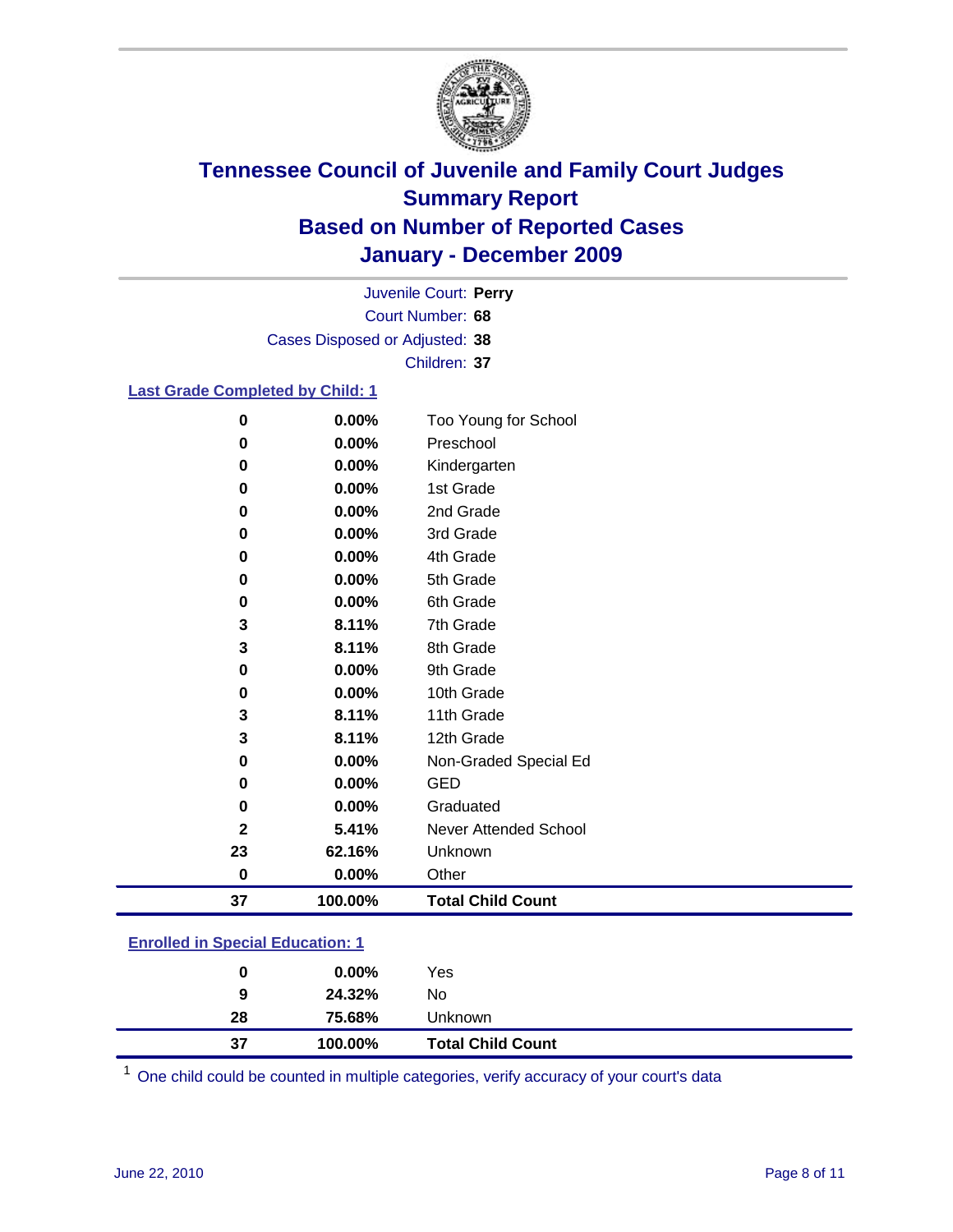# Tennessee Council of Juvenile and Family Court Judges
## Summary Report
## Based on Number of Reported Cases
## January - December 2009

Juvenile Court: **Perry**

Court Number: **68**

Cases Disposed or Adjusted: **38**

Children: **37**

### Last Grade Completed by Child: [1]

| Count | Percent | Category |
|---|---|---|
| 0 | 0.00% | Too Young for School |
| 0 | 0.00% | Preschool |
| 0 | 0.00% | Kindergarten |
| 0 | 0.00% | 1st Grade |
| 0 | 0.00% | 2nd Grade |
| 0 | 0.00% | 3rd Grade |
| 0 | 0.00% | 4th Grade |
| 0 | 0.00% | 5th Grade |
| 0 | 0.00% | 6th Grade |
| 3 | 8.11% | 7th Grade |
| 3 | 8.11% | 8th Grade |
| 0 | 0.00% | 9th Grade |
| 0 | 0.00% | 10th Grade |
| 3 | 8.11% | 11th Grade |
| 3 | 8.11% | 12th Grade |
| 0 | 0.00% | Non-Graded Special Ed |
| 0 | 0.00% | GED |
| 0 | 0.00% | Graduated |
| 2 | 5.41% | Never Attended School |
| 23 | 62.16% | Unknown |
| 0 | 0.00% | Other |
| **37** | **100.00%** | **Total Child Count** |

### Enrolled in Special Education: [1]

| Count | Percent | Category |
|---|---|---|
| 0 | 0.00% | Yes |
| 9 | 24.32% | No |
| 28 | 75.68% | Unknown |
| **37** | **100.00%** | **Total Child Count** |

[1] One child could be counted in multiple categories, verify accuracy of your court's data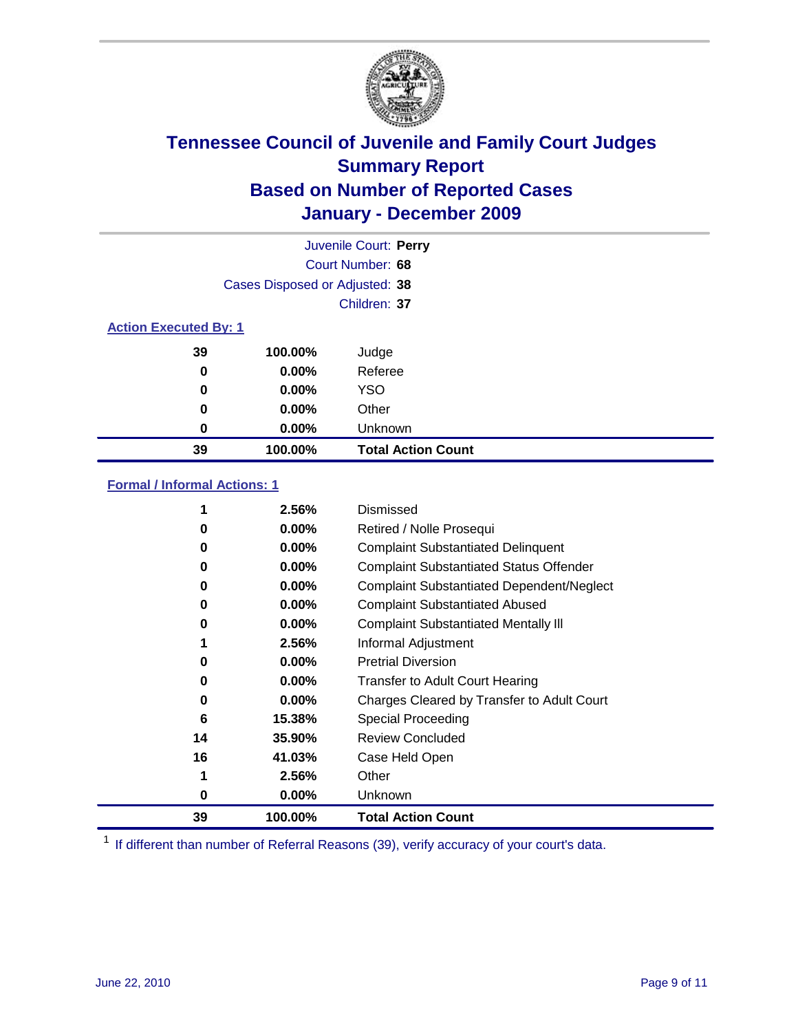# Tennessee Council of Juvenile and Family Court Judges
## Summary Report
## Based on Number of Reported Cases
## January - December 2009

Juvenile Court: **Perry**

Court Number: **68**

Cases Disposed or Adjusted: **38**

Children: **37**

### Action Executed By: 1

| | | |
|---|---|---|
| 39 | 100.00% | Judge |
| 0 | 0.00% | Referee |
| 0 | 0.00% | YSO |
| 0 | 0.00% | Other |
| 0 | 0.00% | Unknown |
| **39** | **100.00%** | **Total Action Count** |

### Formal / Informal Actions: 1

| | | |
|---|---|---|
| 1 | 2.56% | Dismissed |
| 0 | 0.00% | Retired / Nolle Prosequi |
| 0 | 0.00% | Complaint Substantiated Delinquent |
| 0 | 0.00% | Complaint Substantiated Status Offender |
| 0 | 0.00% | Complaint Substantiated Dependent/Neglect |
| 0 | 0.00% | Complaint Substantiated Abused |
| 0 | 0.00% | Complaint Substantiated Mentally Ill |
| 1 | 2.56% | Informal Adjustment |
| 0 | 0.00% | Pretrial Diversion |
| 0 | 0.00% | Transfer to Adult Court Hearing |
| 0 | 0.00% | Charges Cleared by Transfer to Adult Court |
| 6 | 15.38% | Special Proceeding |
| 14 | 35.90% | Review Concluded |
| 16 | 41.03% | Case Held Open |
| 1 | 2.56% | Other |
| 0 | 0.00% | Unknown |
| **39** | **100.00%** | **Total Action Count** |

[1] If different than number of Referral Reasons (39), verify accuracy of your court's data.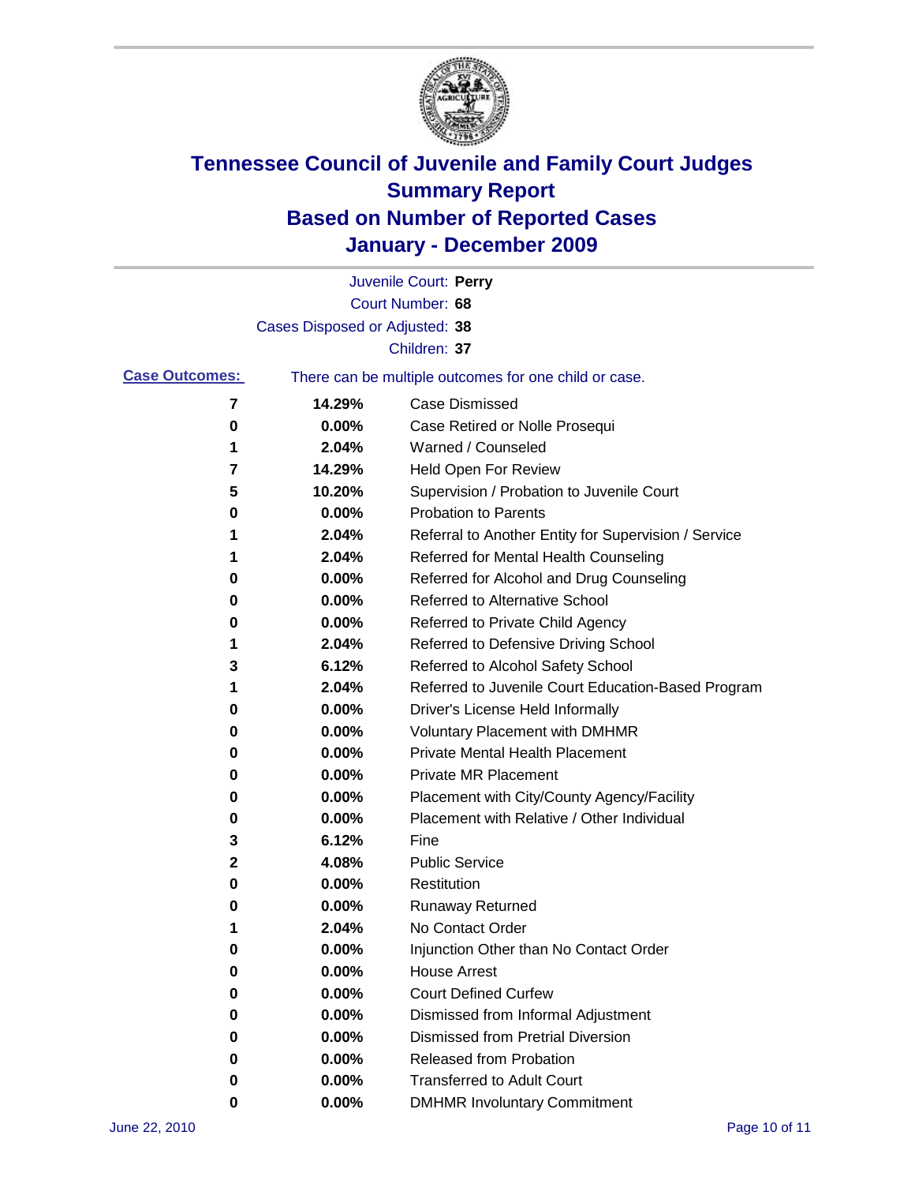# Tennessee Council of Juvenile and Family Court Judges
## Summary Report
## Based on Number of Reported Cases
## January - December 2009

Juvenile Court: **Perry**
Court Number: **68**
Cases Disposed or Adjusted: **38**
Children: **37**

**Case Outcomes:** There can be multiple outcomes for one child or case.

| Count | Percent | Outcome |
|---|---|---|
| 7 | 14.29% | Case Dismissed |
| 0 | 0.00% | Case Retired or Nolle Prosequi |
| 1 | 2.04% | Warned / Counseled |
| 7 | 14.29% | Held Open For Review |
| 5 | 10.20% | Supervision / Probation to Juvenile Court |
| 0 | 0.00% | Probation to Parents |
| 1 | 2.04% | Referral to Another Entity for Supervision / Service |
| 1 | 2.04% | Referred for Mental Health Counseling |
| 0 | 0.00% | Referred for Alcohol and Drug Counseling |
| 0 | 0.00% | Referred to Alternative School |
| 0 | 0.00% | Referred to Private Child Agency |
| 1 | 2.04% | Referred to Defensive Driving School |
| 3 | 6.12% | Referred to Alcohol Safety School |
| 1 | 2.04% | Referred to Juvenile Court Education-Based Program |
| 0 | 0.00% | Driver's License Held Informally |
| 0 | 0.00% | Voluntary Placement with DMHMR |
| 0 | 0.00% | Private Mental Health Placement |
| 0 | 0.00% | Private MR Placement |
| 0 | 0.00% | Placement with City/County Agency/Facility |
| 0 | 0.00% | Placement with Relative / Other Individual |
| 3 | 6.12% | Fine |
| 2 | 4.08% | Public Service |
| 0 | 0.00% | Restitution |
| 0 | 0.00% | Runaway Returned |
| 1 | 2.04% | No Contact Order |
| 0 | 0.00% | Injunction Other than No Contact Order |
| 0 | 0.00% | House Arrest |
| 0 | 0.00% | Court Defined Curfew |
| 0 | 0.00% | Dismissed from Informal Adjustment |
| 0 | 0.00% | Dismissed from Pretrial Diversion |
| 0 | 0.00% | Released from Probation |
| 0 | 0.00% | Transferred to Adult Court |
| 0 | 0.00% | DMHMR Involuntary Commitment |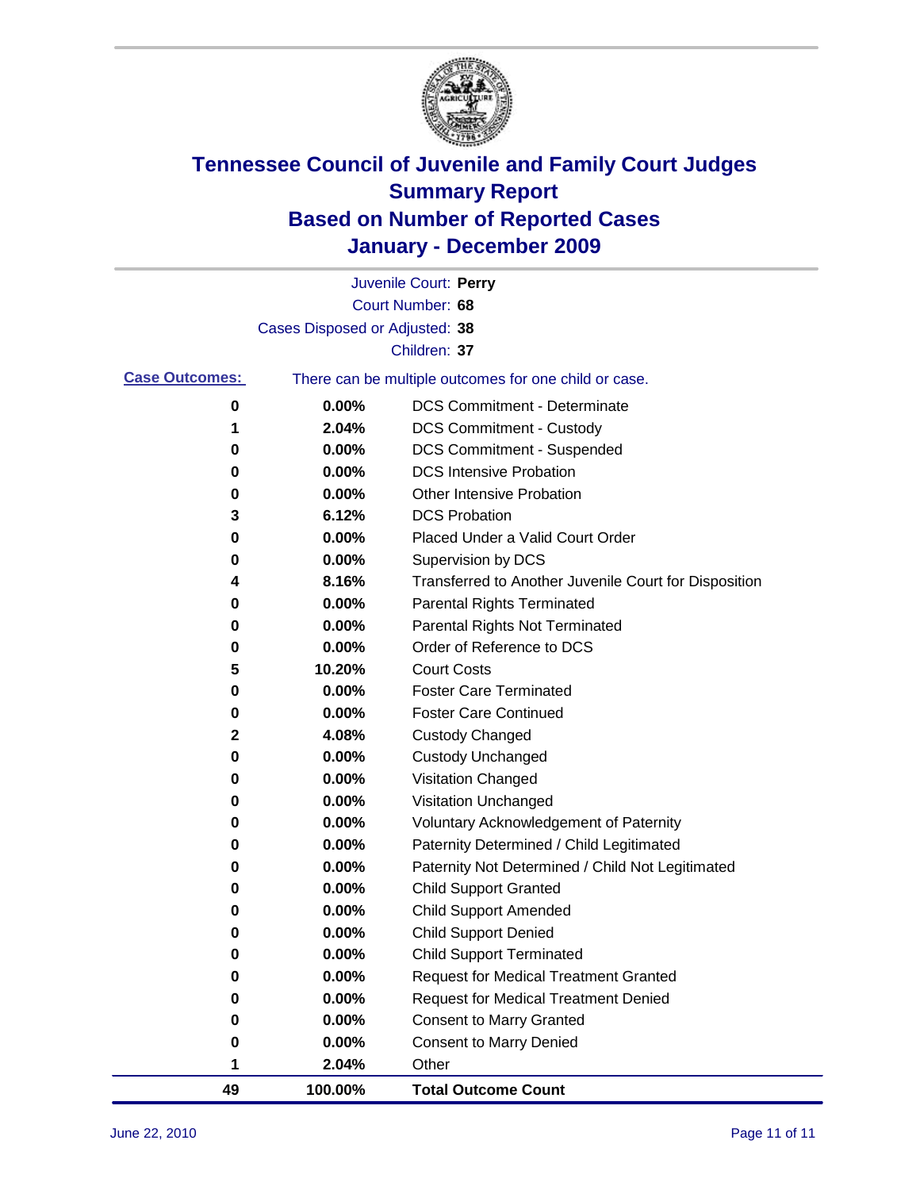# Tennessee Council of Juvenile and Family Court Judges
## Summary Report
## Based on Number of Reported Cases
## January - December 2009

Juvenile Court: **Perry**
Court Number: **68**
Cases Disposed or Adjusted: **38**
Children: **37**

**Case Outcomes:** There can be multiple outcomes for one child or case.

| | | |
|---|---|---|
| 0 | 0.00% | DCS Commitment - Determinate |
| 1 | 2.04% | DCS Commitment - Custody |
| 0 | 0.00% | DCS Commitment - Suspended |
| 0 | 0.00% | DCS Intensive Probation |
| 0 | 0.00% | Other Intensive Probation |
| 3 | 6.12% | DCS Probation |
| 0 | 0.00% | Placed Under a Valid Court Order |
| 0 | 0.00% | Supervision by DCS |
| 4 | 8.16% | Transferred to Another Juvenile Court for Disposition |
| 0 | 0.00% | Parental Rights Terminated |
| 0 | 0.00% | Parental Rights Not Terminated |
| 0 | 0.00% | Order of Reference to DCS |
| 5 | 10.20% | Court Costs |
| 0 | 0.00% | Foster Care Terminated |
| 0 | 0.00% | Foster Care Continued |
| 2 | 4.08% | Custody Changed |
| 0 | 0.00% | Custody Unchanged |
| 0 | 0.00% | Visitation Changed |
| 0 | 0.00% | Visitation Unchanged |
| 0 | 0.00% | Voluntary Acknowledgement of Paternity |
| 0 | 0.00% | Paternity Determined / Child Legitimated |
| 0 | 0.00% | Paternity Not Determined / Child Not Legitimated |
| 0 | 0.00% | Child Support Granted |
| 0 | 0.00% | Child Support Amended |
| 0 | 0.00% | Child Support Denied |
| 0 | 0.00% | Child Support Terminated |
| 0 | 0.00% | Request for Medical Treatment Granted |
| 0 | 0.00% | Request for Medical Treatment Denied |
| 0 | 0.00% | Consent to Marry Granted |
| 0 | 0.00% | Consent to Marry Denied |
| 1 | 2.04% | Other |
| **49** | **100.00%** | **Total Outcome Count** |

June 22, 2010